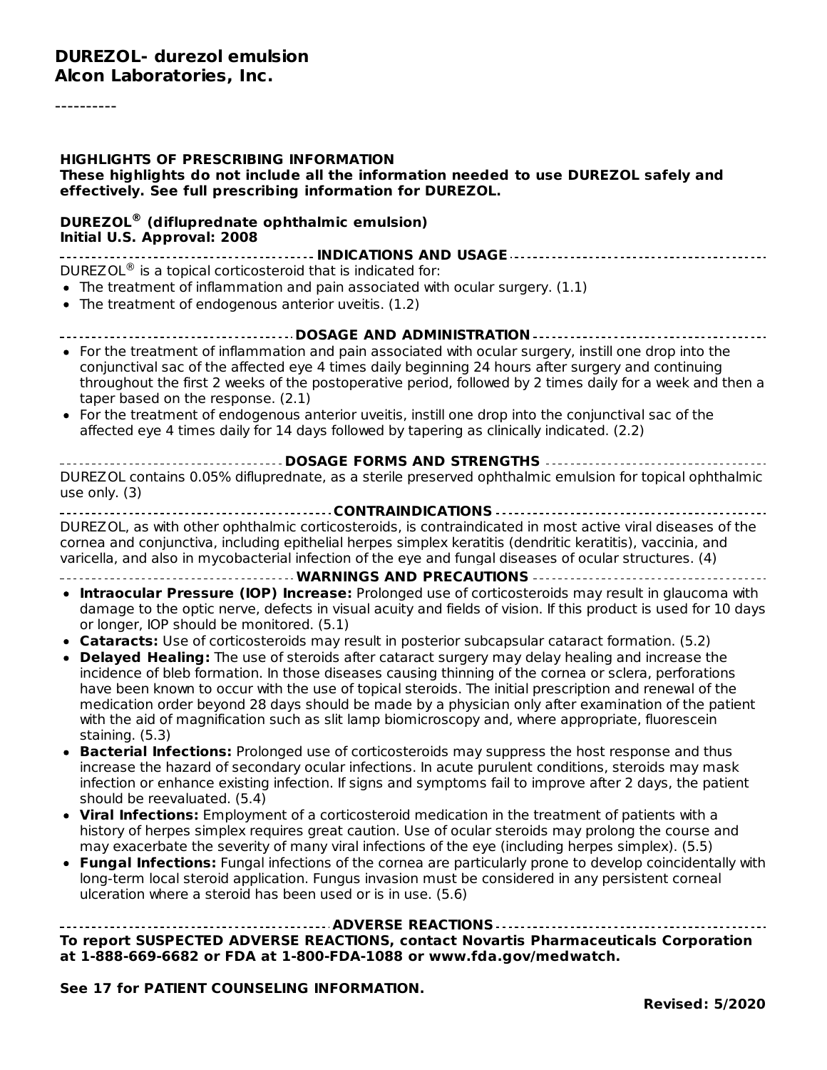**DUREZOL- durezol emulsion**
**Alcon Laboratories, Inc.**

----------

**HIGHLIGHTS OF PRESCRIBING INFORMATION**
**These highlights do not include all the information needed to use DUREZOL safely and effectively. See full prescribing information for DUREZOL.**

**DUREZOL® (difluprednate ophthalmic emulsion)**
**Initial U.S. Approval: 2008**

**INDICATIONS AND USAGE**

DUREZOL® is a topical corticosteroid that is indicated for:

- The treatment of inflammation and pain associated with ocular surgery. (1.1)
- The treatment of endogenous anterior uveitis. (1.2)

**DOSAGE AND ADMINISTRATION**

- For the treatment of inflammation and pain associated with ocular surgery, instill one drop into the conjunctival sac of the affected eye 4 times daily beginning 24 hours after surgery and continuing throughout the first 2 weeks of the postoperative period, followed by 2 times daily for a week and then a taper based on the response. (2.1)
- For the treatment of endogenous anterior uveitis, instill one drop into the conjunctival sac of the affected eye 4 times daily for 14 days followed by tapering as clinically indicated. (2.2)

**DOSAGE FORMS AND STRENGTHS**

DUREZOL contains 0.05% difluprednate, as a sterile preserved ophthalmic emulsion for topical ophthalmic use only. (3)

**CONTRAINDICATIONS**

DUREZOL, as with other ophthalmic corticosteroids, is contraindicated in most active viral diseases of the cornea and conjunctiva, including epithelial herpes simplex keratitis (dendritic keratitis), vaccinia, and varicella, and also in mycobacterial infection of the eye and fungal diseases of ocular structures. (4)

**WARNINGS AND PRECAUTIONS**

- **Intraocular Pressure (IOP) Increase:** Prolonged use of corticosteroids may result in glaucoma with damage to the optic nerve, defects in visual acuity and fields of vision. If this product is used for 10 days or longer, IOP should be monitored. (5.1)
- **Cataracts:** Use of corticosteroids may result in posterior subcapsular cataract formation. (5.2)
- **Delayed Healing:** The use of steroids after cataract surgery may delay healing and increase the incidence of bleb formation. In those diseases causing thinning of the cornea or sclera, perforations have been known to occur with the use of topical steroids. The initial prescription and renewal of the medication order beyond 28 days should be made by a physician only after examination of the patient with the aid of magnification such as slit lamp biomicroscopy and, where appropriate, fluorescein staining. (5.3)
- **Bacterial Infections:** Prolonged use of corticosteroids may suppress the host response and thus increase the hazard of secondary ocular infections. In acute purulent conditions, steroids may mask infection or enhance existing infection. If signs and symptoms fail to improve after 2 days, the patient should be reevaluated. (5.4)
- **Viral Infections:** Employment of a corticosteroid medication in the treatment of patients with a history of herpes simplex requires great caution. Use of ocular steroids may prolong the course and may exacerbate the severity of many viral infections of the eye (including herpes simplex). (5.5)
- **Fungal Infections:** Fungal infections of the cornea are particularly prone to develop coincidentally with long-term local steroid application. Fungus invasion must be considered in any persistent corneal ulceration where a steroid has been used or is in use. (5.6)

**ADVERSE REACTIONS**

**To report SUSPECTED ADVERSE REACTIONS, contact Novartis Pharmaceuticals Corporation at 1-888-669-6682 or FDA at 1-800-FDA-1088 or www.fda.gov/medwatch.**

**See 17 for PATIENT COUNSELING INFORMATION.**

**Revised: 5/2020**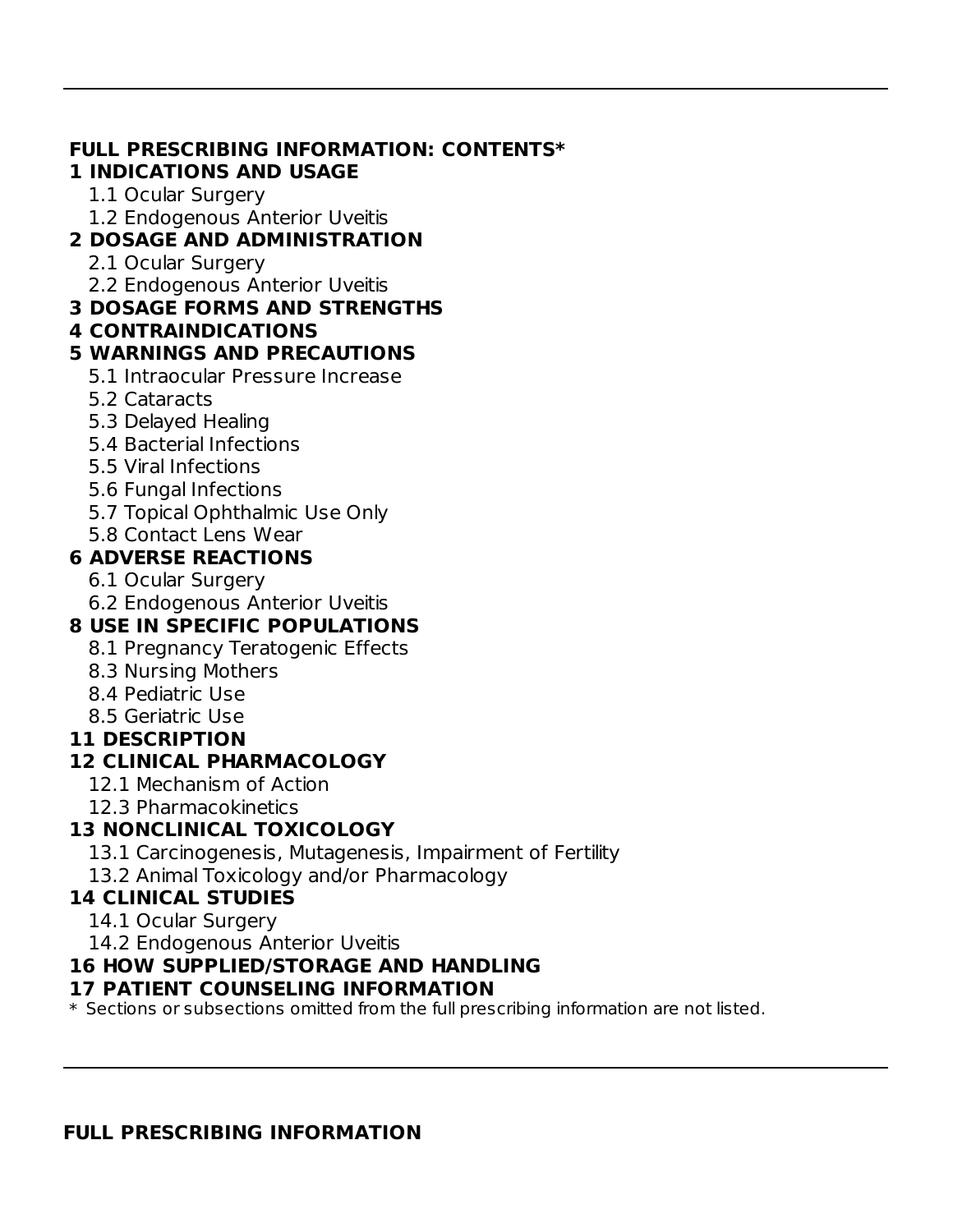---

**FULL PRESCRIBING INFORMATION: CONTENTS***

**1 INDICATIONS AND USAGE**
- 1.1 Ocular Surgery
- 1.2 Endogenous Anterior Uveitis

**2 DOSAGE AND ADMINISTRATION**
- 2.1 Ocular Surgery
- 2.2 Endogenous Anterior Uveitis

**3 DOSAGE FORMS AND STRENGTHS**

**4 CONTRAINDICATIONS**

**5 WARNINGS AND PRECAUTIONS**
- 5.1 Intraocular Pressure Increase
- 5.2 Cataracts
- 5.3 Delayed Healing
- 5.4 Bacterial Infections
- 5.5 Viral Infections
- 5.6 Fungal Infections
- 5.7 Topical Ophthalmic Use Only
- 5.8 Contact Lens Wear

**6 ADVERSE REACTIONS**
- 6.1 Ocular Surgery
- 6.2 Endogenous Anterior Uveitis

**8 USE IN SPECIFIC POPULATIONS**
- 8.1 Pregnancy Teratogenic Effects
- 8.3 Nursing Mothers
- 8.4 Pediatric Use
- 8.5 Geriatric Use

**11 DESCRIPTION**

**12 CLINICAL PHARMACOLOGY**
- 12.1 Mechanism of Action
- 12.3 Pharmacokinetics

**13 NONCLINICAL TOXICOLOGY**
- 13.1 Carcinogenesis, Mutagenesis, Impairment of Fertility
- 13.2 Animal Toxicology and/or Pharmacology

**14 CLINICAL STUDIES**
- 14.1 Ocular Surgery
- 14.2 Endogenous Anterior Uveitis

**16 HOW SUPPLIED/STORAGE AND HANDLING**

**17 PATIENT COUNSELING INFORMATION**

\* Sections or subsections omitted from the full prescribing information are not listed.

---

## FULL PRESCRIBING INFORMATION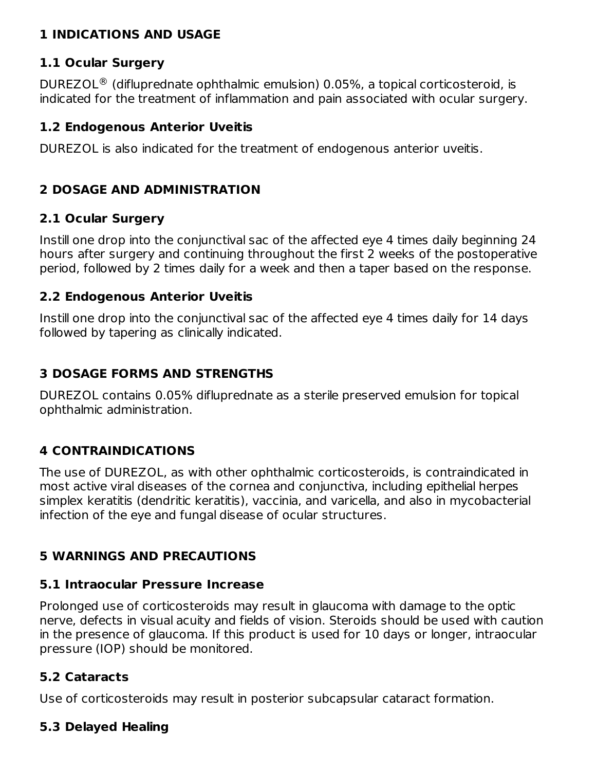## 1 INDICATIONS AND USAGE

### 1.1 Ocular Surgery

DUREZOL® (difluprednate ophthalmic emulsion) 0.05%, a topical corticosteroid, is indicated for the treatment of inflammation and pain associated with ocular surgery.

### 1.2 Endogenous Anterior Uveitis

DUREZOL is also indicated for the treatment of endogenous anterior uveitis.

## 2 DOSAGE AND ADMINISTRATION

### 2.1 Ocular Surgery

Instill one drop into the conjunctival sac of the affected eye 4 times daily beginning 24 hours after surgery and continuing throughout the first 2 weeks of the postoperative period, followed by 2 times daily for a week and then a taper based on the response.

### 2.2 Endogenous Anterior Uveitis

Instill one drop into the conjunctival sac of the affected eye 4 times daily for 14 days followed by tapering as clinically indicated.

## 3 DOSAGE FORMS AND STRENGTHS

DUREZOL contains 0.05% difluprednate as a sterile preserved emulsion for topical ophthalmic administration.

## 4 CONTRAINDICATIONS

The use of DUREZOL, as with other ophthalmic corticosteroids, is contraindicated in most active viral diseases of the cornea and conjunctiva, including epithelial herpes simplex keratitis (dendritic keratitis), vaccinia, and varicella, and also in mycobacterial infection of the eye and fungal disease of ocular structures.

## 5 WARNINGS AND PRECAUTIONS

### 5.1 Intraocular Pressure Increase

Prolonged use of corticosteroids may result in glaucoma with damage to the optic nerve, defects in visual acuity and fields of vision. Steroids should be used with caution in the presence of glaucoma. If this product is used for 10 days or longer, intraocular pressure (IOP) should be monitored.

### 5.2 Cataracts

Use of corticosteroids may result in posterior subcapsular cataract formation.

### 5.3 Delayed Healing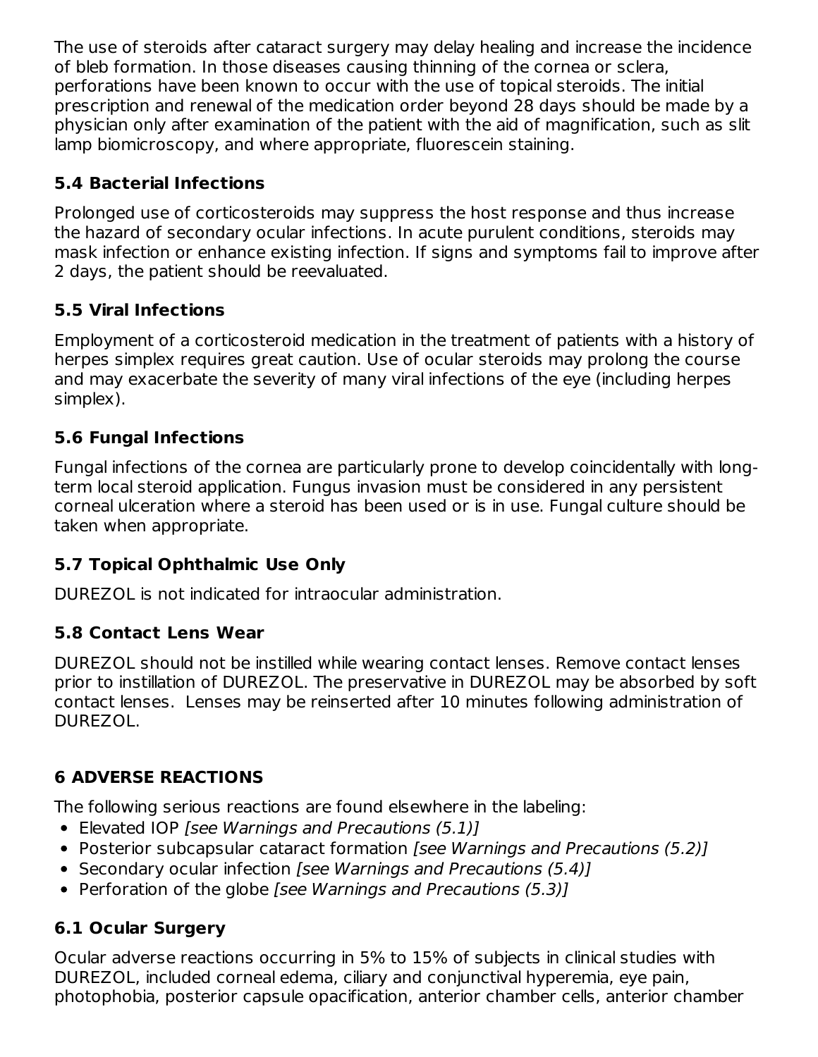The use of steroids after cataract surgery may delay healing and increase the incidence of bleb formation. In those diseases causing thinning of the cornea or sclera, perforations have been known to occur with the use of topical steroids. The initial prescription and renewal of the medication order beyond 28 days should be made by a physician only after examination of the patient with the aid of magnification, such as slit lamp biomicroscopy, and where appropriate, fluorescein staining.

### 5.4 Bacterial Infections

Prolonged use of corticosteroids may suppress the host response and thus increase the hazard of secondary ocular infections. In acute purulent conditions, steroids may mask infection or enhance existing infection. If signs and symptoms fail to improve after 2 days, the patient should be reevaluated.

### 5.5 Viral Infections

Employment of a corticosteroid medication in the treatment of patients with a history of herpes simplex requires great caution. Use of ocular steroids may prolong the course and may exacerbate the severity of many viral infections of the eye (including herpes simplex).

### 5.6 Fungal Infections

Fungal infections of the cornea are particularly prone to develop coincidentally with long-term local steroid application. Fungus invasion must be considered in any persistent corneal ulceration where a steroid has been used or is in use. Fungal culture should be taken when appropriate.

### 5.7 Topical Ophthalmic Use Only

DUREZOL is not indicated for intraocular administration.

### 5.8 Contact Lens Wear

DUREZOL should not be instilled while wearing contact lenses. Remove contact lenses prior to instillation of DUREZOL. The preservative in DUREZOL may be absorbed by soft contact lenses. Lenses may be reinserted after 10 minutes following administration of DUREZOL.

## 6 ADVERSE REACTIONS

The following serious reactions are found elsewhere in the labeling:

- Elevated IOP *[see Warnings and Precautions (5.1)]*
- Posterior subcapsular cataract formation *[see Warnings and Precautions (5.2)]*
- Secondary ocular infection *[see Warnings and Precautions (5.4)]*
- Perforation of the globe *[see Warnings and Precautions (5.3)]*

### 6.1 Ocular Surgery

Ocular adverse reactions occurring in 5% to 15% of subjects in clinical studies with DUREZOL, included corneal edema, ciliary and conjunctival hyperemia, eye pain, photophobia, posterior capsule opacification, anterior chamber cells, anterior chamber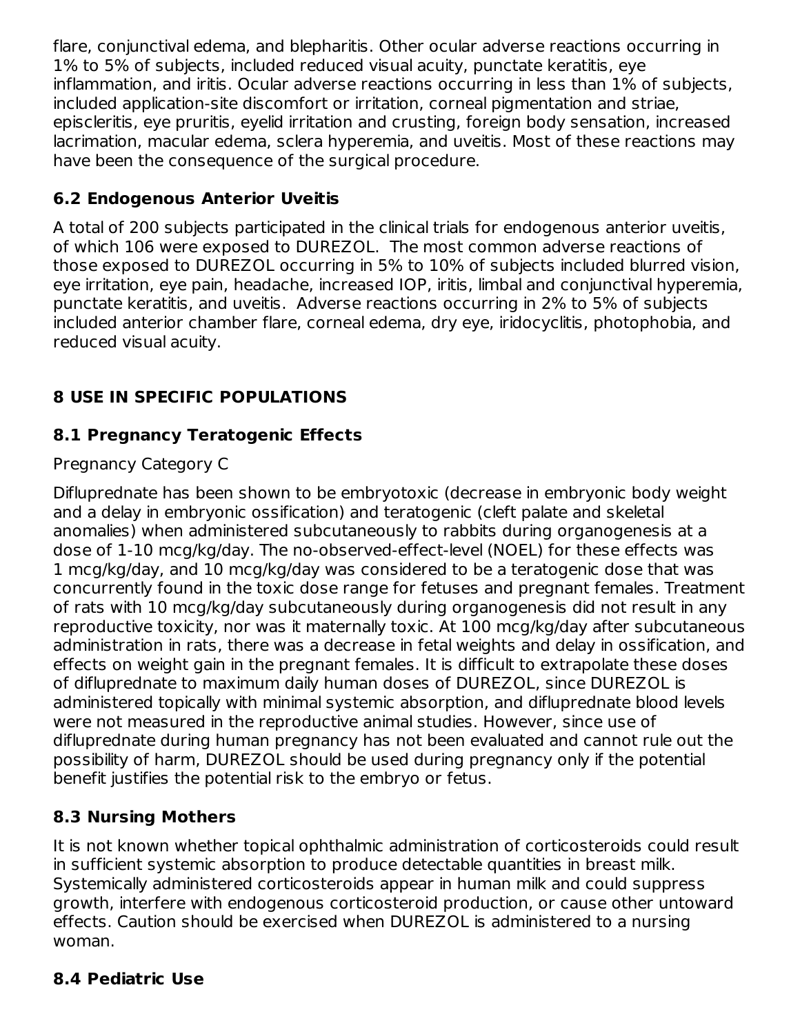flare, conjunctival edema, and blepharitis. Other ocular adverse reactions occurring in 1% to 5% of subjects, included reduced visual acuity, punctate keratitis, eye inflammation, and iritis. Ocular adverse reactions occurring in less than 1% of subjects, included application-site discomfort or irritation, corneal pigmentation and striae, episcleritis, eye pruritis, eyelid irritation and crusting, foreign body sensation, increased lacrimation, macular edema, sclera hyperemia, and uveitis. Most of these reactions may have been the consequence of the surgical procedure.

### 6.2 Endogenous Anterior Uveitis

A total of 200 subjects participated in the clinical trials for endogenous anterior uveitis, of which 106 were exposed to DUREZOL. The most common adverse reactions of those exposed to DUREZOL occurring in 5% to 10% of subjects included blurred vision, eye irritation, eye pain, headache, increased IOP, iritis, limbal and conjunctival hyperemia, punctate keratitis, and uveitis. Adverse reactions occurring in 2% to 5% of subjects included anterior chamber flare, corneal edema, dry eye, iridocyclitis, photophobia, and reduced visual acuity.

## 8 USE IN SPECIFIC POPULATIONS

### 8.1 Pregnancy Teratogenic Effects

Pregnancy Category C

Difluprednate has been shown to be embryotoxic (decrease in embryonic body weight and a delay in embryonic ossification) and teratogenic (cleft palate and skeletal anomalies) when administered subcutaneously to rabbits during organogenesis at a dose of 1-10 mcg/kg/day. The no-observed-effect-level (NOEL) for these effects was 1 mcg/kg/day, and 10 mcg/kg/day was considered to be a teratogenic dose that was concurrently found in the toxic dose range for fetuses and pregnant females. Treatment of rats with 10 mcg/kg/day subcutaneously during organogenesis did not result in any reproductive toxicity, nor was it maternally toxic. At 100 mcg/kg/day after subcutaneous administration in rats, there was a decrease in fetal weights and delay in ossification, and effects on weight gain in the pregnant females. It is difficult to extrapolate these doses of difluprednate to maximum daily human doses of DUREZOL, since DUREZOL is administered topically with minimal systemic absorption, and difluprednate blood levels were not measured in the reproductive animal studies. However, since use of difluprednate during human pregnancy has not been evaluated and cannot rule out the possibility of harm, DUREZOL should be used during pregnancy only if the potential benefit justifies the potential risk to the embryo or fetus.

### 8.3 Nursing Mothers

It is not known whether topical ophthalmic administration of corticosteroids could result in sufficient systemic absorption to produce detectable quantities in breast milk. Systemically administered corticosteroids appear in human milk and could suppress growth, interfere with endogenous corticosteroid production, or cause other untoward effects. Caution should be exercised when DUREZOL is administered to a nursing woman.

### 8.4 Pediatric Use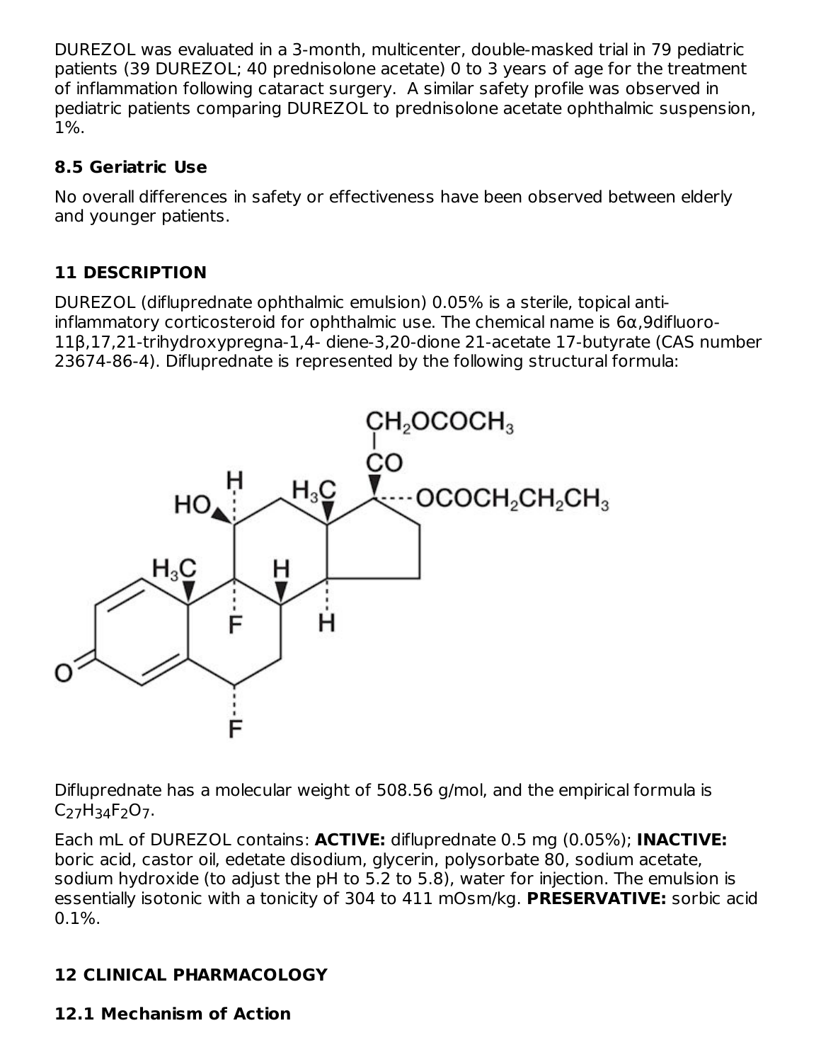DUREZOL was evaluated in a 3-month, multicenter, double-masked trial in 79 pediatric patients (39 DUREZOL; 40 prednisolone acetate) 0 to 3 years of age for the treatment of inflammation following cataract surgery. A similar safety profile was observed in pediatric patients comparing DUREZOL to prednisolone acetate ophthalmic suspension, 1%.

### 8.5 Geriatric Use

No overall differences in safety or effectiveness have been observed between elderly and younger patients.

## 11 DESCRIPTION

DUREZOL (difluprednate ophthalmic emulsion) 0.05% is a sterile, topical anti-inflammatory corticosteroid for ophthalmic use. The chemical name is 6α,9difluoro-11β,17,21-trihydroxypregna-1,4- diene-3,20-dione 21-acetate 17-butyrate (CAS number 23674-86-4). Difluprednate is represented by the following structural formula:

Difluprednate has a molecular weight of 508.56 g/mol, and the empirical formula is $C_{27}H_{34}F_2O_7$.

Each mL of DUREZOL contains: **ACTIVE:** difluprednate 0.5 mg (0.05%); **INACTIVE:** boric acid, castor oil, edetate disodium, glycerin, polysorbate 80, sodium acetate, sodium hydroxide (to adjust the pH to 5.2 to 5.8), water for injection. The emulsion is essentially isotonic with a tonicity of 304 to 411 mOsm/kg. **PRESERVATIVE:** sorbic acid 0.1%.

## 12 CLINICAL PHARMACOLOGY

### 12.1 Mechanism of Action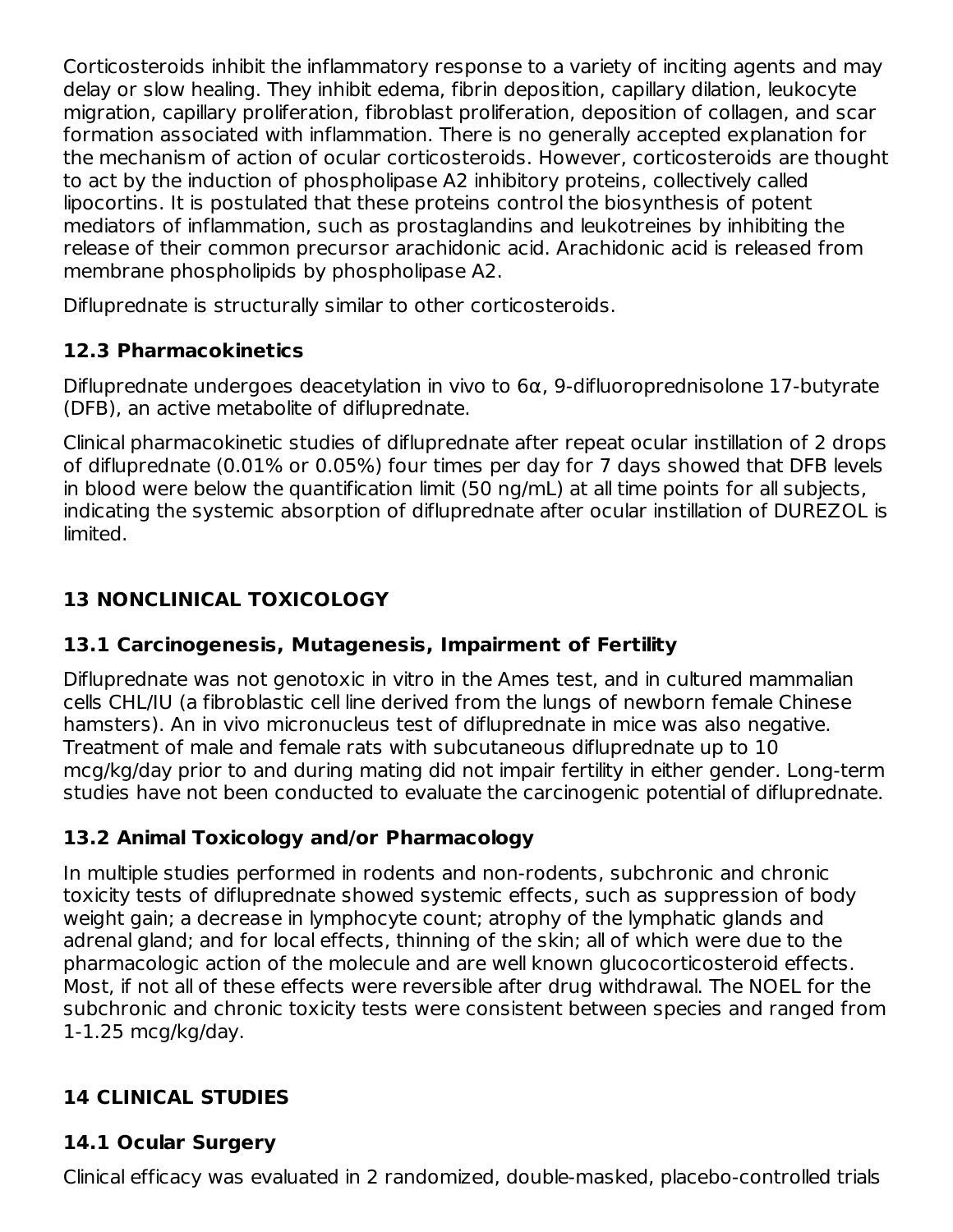Corticosteroids inhibit the inflammatory response to a variety of inciting agents and may delay or slow healing. They inhibit edema, fibrin deposition, capillary dilation, leukocyte migration, capillary proliferation, fibroblast proliferation, deposition of collagen, and scar formation associated with inflammation. There is no generally accepted explanation for the mechanism of action of ocular corticosteroids. However, corticosteroids are thought to act by the induction of phospholipase A2 inhibitory proteins, collectively called lipocortins. It is postulated that these proteins control the biosynthesis of potent mediators of inflammation, such as prostaglandins and leukotreines by inhibiting the release of their common precursor arachidonic acid. Arachidonic acid is released from membrane phospholipids by phospholipase A2.

Difluprednate is structurally similar to other corticosteroids.

### 12.3 Pharmacokinetics

Difluprednate undergoes deacetylation in vivo to 6α, 9-difluoroprednisolone 17-butyrate (DFB), an active metabolite of difluprednate.

Clinical pharmacokinetic studies of difluprednate after repeat ocular instillation of 2 drops of difluprednate (0.01% or 0.05%) four times per day for 7 days showed that DFB levels in blood were below the quantification limit (50 ng/mL) at all time points for all subjects, indicating the systemic absorption of difluprednate after ocular instillation of DUREZOL is limited.

## 13 NONCLINICAL TOXICOLOGY

### 13.1 Carcinogenesis, Mutagenesis, Impairment of Fertility

Difluprednate was not genotoxic in vitro in the Ames test, and in cultured mammalian cells CHL/IU (a fibroblastic cell line derived from the lungs of newborn female Chinese hamsters). An in vivo micronucleus test of difluprednate in mice was also negative. Treatment of male and female rats with subcutaneous difluprednate up to 10 mcg/kg/day prior to and during mating did not impair fertility in either gender. Long-term studies have not been conducted to evaluate the carcinogenic potential of difluprednate.

### 13.2 Animal Toxicology and/or Pharmacology

In multiple studies performed in rodents and non-rodents, subchronic and chronic toxicity tests of difluprednate showed systemic effects, such as suppression of body weight gain; a decrease in lymphocyte count; atrophy of the lymphatic glands and adrenal gland; and for local effects, thinning of the skin; all of which were due to the pharmacologic action of the molecule and are well known glucocorticosteroid effects. Most, if not all of these effects were reversible after drug withdrawal. The NOEL for the subchronic and chronic toxicity tests were consistent between species and ranged from 1-1.25 mcg/kg/day.

## 14 CLINICAL STUDIES

### 14.1 Ocular Surgery

Clinical efficacy was evaluated in 2 randomized, double-masked, placebo-controlled trials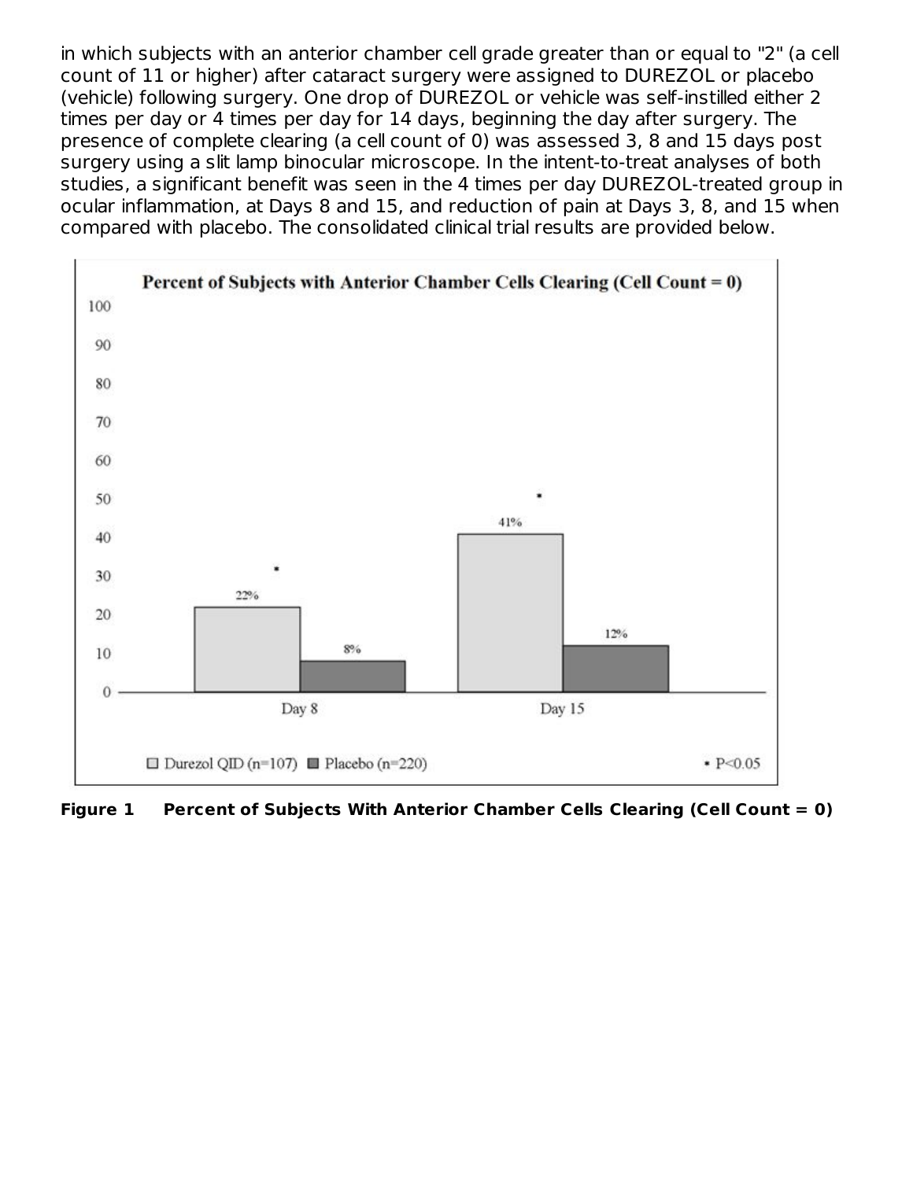in which subjects with an anterior chamber cell grade greater than or equal to "2" (a cell count of 11 or higher) after cataract surgery were assigned to DUREZOL or placebo (vehicle) following surgery. One drop of DUREZOL or vehicle was self-instilled either 2 times per day or 4 times per day for 14 days, beginning the day after surgery. The presence of complete clearing (a cell count of 0) was assessed 3, 8 and 15 days post surgery using a slit lamp binocular microscope. In the intent-to-treat analyses of both studies, a significant benefit was seen in the 4 times per day DUREZOL-treated group in ocular inflammation, at Days 8 and 15, and reduction of pain at Days 3, 8, and 15 when compared with placebo. The consolidated clinical trial results are provided below.

**Percent of Subjects with Anterior Chamber Cells Clearing (Cell Count = 0)**

| | Durezol QID (n=107) | Placebo (n=220) |
|---|---|---|
| Day 8 | 22%* | 8% |
| Day 15 | 41%* | 12% |

* P<0.05

**Figure 1 Percent of Subjects With Anterior Chamber Cells Clearing (Cell Count = 0)**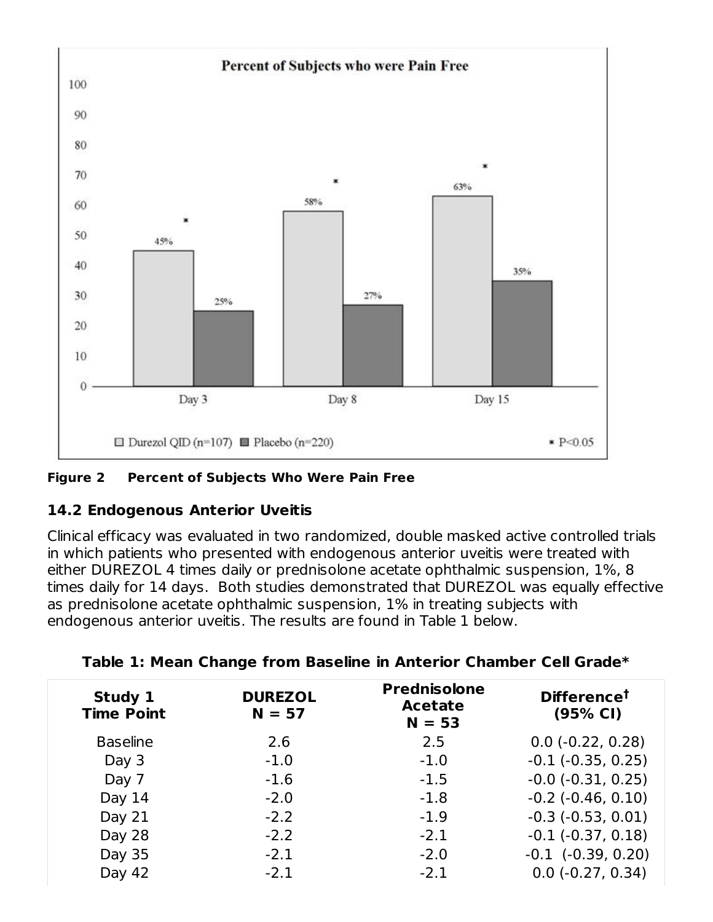**Figure 2 Percent of Subjects Who Were Pain Free**

### 14.2 Endogenous Anterior Uveitis

Clinical efficacy was evaluated in two randomized, double masked active controlled trials in which patients who presented with endogenous anterior uveitis were treated with either DUREZOL 4 times daily or prednisolone acetate ophthalmic suspension, 1%, 8 times daily for 14 days. Both studies demonstrated that DUREZOL was equally effective as prednisolone acetate ophthalmic suspension, 1% in treating subjects with endogenous anterior uveitis. The results are found in Table 1 below.

**Table 1: Mean Change from Baseline in Anterior Chamber Cell Grade***

| Study 1 Time Point | DUREZOL N = 57 | Prednisolone Acetate N = 53 | Difference[†] (95% CI) |
|---|---|---|---|
| Baseline | 2.6 | 2.5 | 0.0 (-0.22, 0.28) |
| Day 3 | -1.0 | -1.0 | -0.1 (-0.35, 0.25) |
| Day 7 | -1.6 | -1.5 | -0.0 (-0.31, 0.25) |
| Day 14 | -2.0 | -1.8 | -0.2 (-0.46, 0.10) |
| Day 21 | -2.2 | -1.9 | -0.3 (-0.53, 0.01) |
| Day 28 | -2.2 | -2.1 | -0.1 (-0.37, 0.18) |
| Day 35 | -2.1 | -2.0 | -0.1 (-0.39, 0.20) |
| Day 42 | -2.1 | -2.1 | 0.0 (-0.27, 0.34) |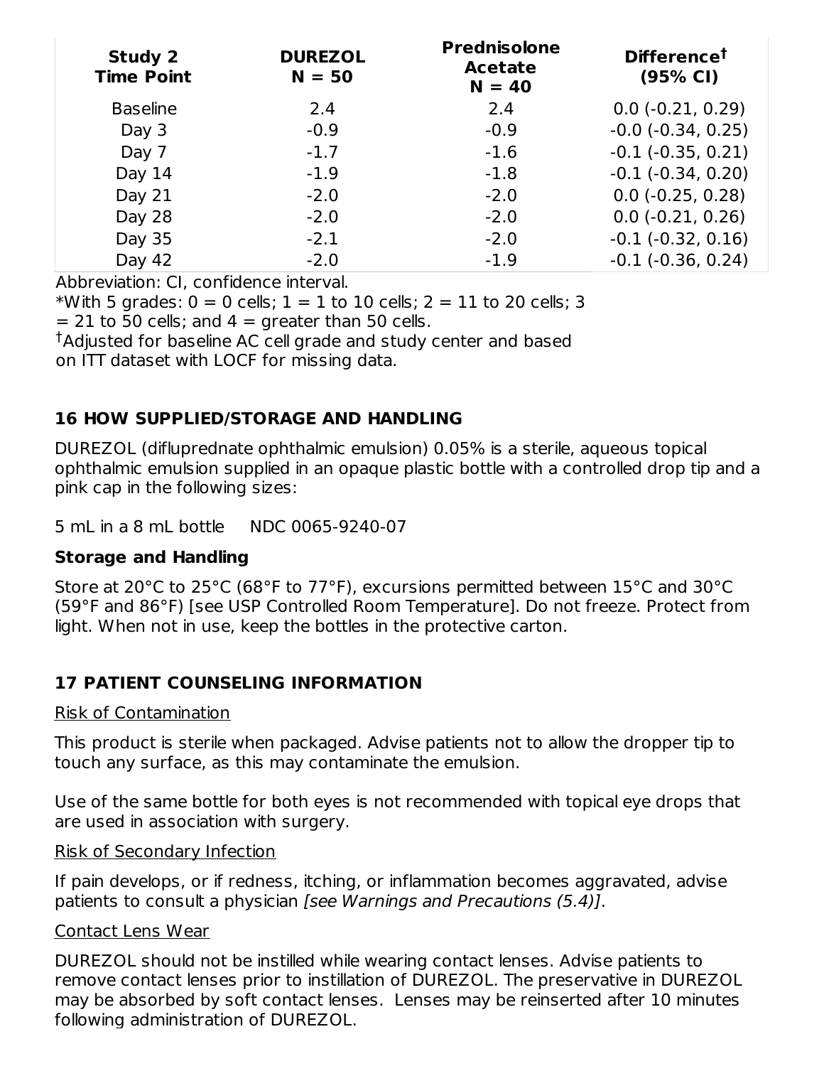| Study 2 Time Point | DUREZOL N = 50 | Prednisolone Acetate N = 40 | Difference† (95% CI) |
|---|---|---|---|
| Baseline | 2.4 | 2.4 | 0.0 (-0.21, 0.29) |
| Day 3 | -0.9 | -0.9 | -0.0 (-0.34, 0.25) |
| Day 7 | -1.7 | -1.6 | -0.1 (-0.35, 0.21) |
| Day 14 | -1.9 | -1.8 | -0.1 (-0.34, 0.20) |
| Day 21 | -2.0 | -2.0 | 0.0 (-0.25, 0.28) |
| Day 28 | -2.0 | -2.0 | 0.0 (-0.21, 0.26) |
| Day 35 | -2.1 | -2.0 | -0.1 (-0.32, 0.16) |
| Day 42 | -2.0 | -1.9 | -0.1 (-0.36, 0.24) |

Abbreviation: CI, confidence interval.
*With 5 grades: 0 = 0 cells; 1 = 1 to 10 cells; 2 = 11 to 20 cells; 3 = 21 to 50 cells; and 4 = greater than 50 cells.
†Adjusted for baseline AC cell grade and study center and based on ITT dataset with LOCF for missing data.

## 16 HOW SUPPLIED/STORAGE AND HANDLING

DUREZOL (difluprednate ophthalmic emulsion) 0.05% is a sterile, aqueous topical ophthalmic emulsion supplied in an opaque plastic bottle with a controlled drop tip and a pink cap in the following sizes:

5 mL in a 8 mL bottle NDC 0065-9240-07

### Storage and Handling

Store at 20°C to 25°C (68°F to 77°F), excursions permitted between 15°C and 30°C (59°F and 86°F) [see USP Controlled Room Temperature]. Do not freeze. Protect from light. When not in use, keep the bottles in the protective carton.

## 17 PATIENT COUNSELING INFORMATION

Risk of Contamination

This product is sterile when packaged. Advise patients not to allow the dropper tip to touch any surface, as this may contaminate the emulsion.

Use of the same bottle for both eyes is not recommended with topical eye drops that are used in association with surgery.

Risk of Secondary Infection

If pain develops, or if redness, itching, or inflammation becomes aggravated, advise patients to consult a physician *[see Warnings and Precautions (5.4)]*.

Contact Lens Wear

DUREZOL should not be instilled while wearing contact lenses. Advise patients to remove contact lenses prior to instillation of DUREZOL. The preservative in DUREZOL may be absorbed by soft contact lenses. Lenses may be reinserted after 10 minutes following administration of DUREZOL.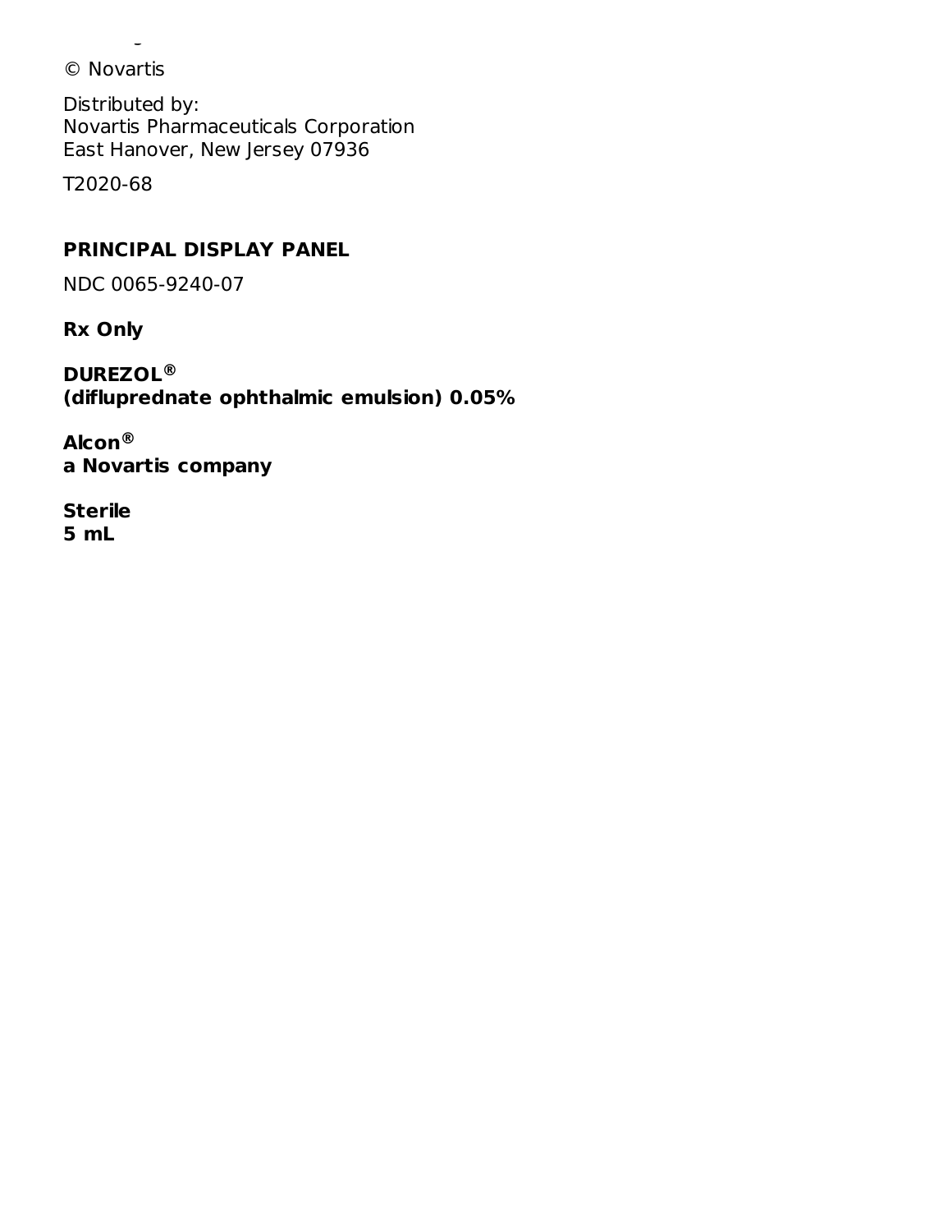© Novartis

Distributed by:
Novartis Pharmaceuticals Corporation
East Hanover, New Jersey 07936

T2020-68

## PRINCIPAL DISPLAY PANEL

NDC 0065-9240-07

**Rx Only**

**DUREZOL®**
**(difluprednate ophthalmic emulsion) 0.05%**

**Alcon®**
**a Novartis company**

**Sterile**
**5 mL**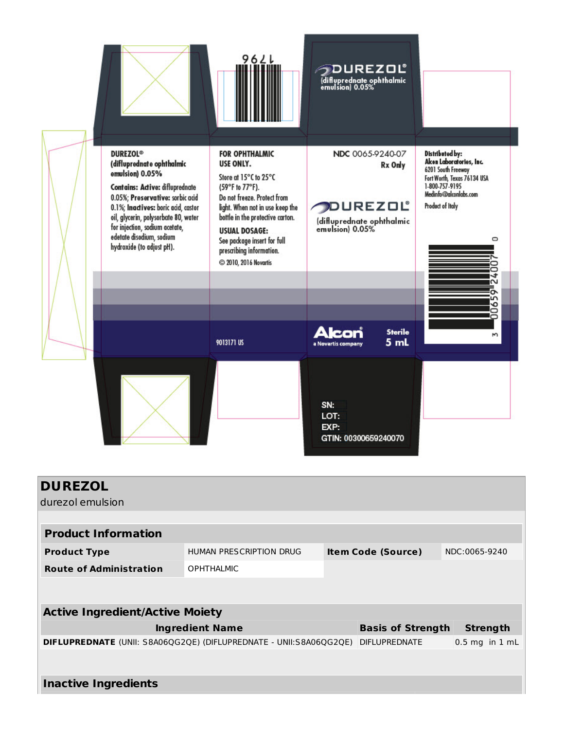DUREZOL®
(difluprednate ophthalmic emulsion) 0.05%

Contains: Active: difluprednate 0.05%; Preservative: sorbic acid 0.1%; Inactives: boric acid, castor oil, glycerin, polysorbate 80, water for injection, sodium acetate, edetate disodium, sodium hydroxide (to adjust pH).

FOR OPHTHALMIC USE ONLY.

Store at 15°C to 25°C (59°F to 77°F).
Do not freeze. Protect from light. When not in use keep the bottle in the protective carton.

USUAL DOSAGE:
See package insert for full prescribing information.

© 2010, 2016 Novartis

9013171 US

NDC 0065-9240-07
Rx Only

DUREZOL®
(difluprednate ophthalmic emulsion) 0.05%

Alcon®
a Novartis company

Sterile
5 mL

Distributed by:
Alcon Laboratories, Inc.
6201 South Freeway
Fort Worth, Texas 76134 USA
1-800-757-9195
Medinfo@alconlabs.com

Product of Italy

3 00659 24007 0

1796

SN:
LOT:
EXP:
GTIN: 00300659240070

# DUREZOL

durezol emulsion

| Product Information | | | |
|---|---|---|---|
| **Product Type** | HUMAN PRESCRIPTION DRUG | **Item Code (Source)** | NDC:0065-9240 |
| **Route of Administration** | OPHTHALMIC | | |

| Active Ingredient/Active Moiety | | |
|---|---|---|
| **Ingredient Name** | **Basis of Strength** | **Strength** |
| **DIFLUPREDNATE** (UNII: S8A06QG2QE) (DIFLUPREDNATE - UNII:S8A06QG2QE) | DIFLUPREDNATE | 0.5 mg in 1 mL |

## Inactive Ingredients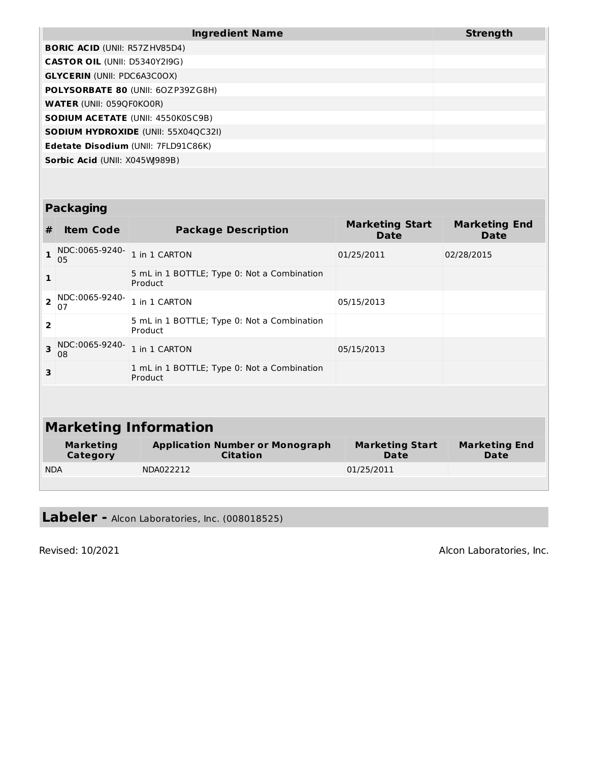| Ingredient Name | Strength |
|---|---|
| **BORIC ACID** (UNII: R57ZHV85D4) | |
| **CASTOR OIL** (UNII: D5340Y2I9G) | |
| **GLYCERIN** (UNII: PDC6A3C0OX) | |
| **POLYSORBATE 80** (UNII: 6OZP39ZG8H) | |
| **WATER** (UNII: 059QF0KO0R) | |
| **SODIUM ACETATE** (UNII: 4550K0SC9B) | |
| **SODIUM HYDROXIDE** (UNII: 55X04QC32I) | |
| **Edetate Disodium** (UNII: 7FLD91C86K) | |
| **Sorbic Acid** (UNII: X045WJ989B) | |

## Packaging

| # | Item Code | Package Description | Marketing Start Date | Marketing End Date |
|---|---|---|---|---|
| 1 | NDC:0065-9240-05 | 1 in 1 CARTON | 01/25/2011 | 02/28/2015 |
| 1 | | 5 mL in 1 BOTTLE; Type 0: Not a Combination Product | | |
| 2 | NDC:0065-9240-07 | 1 in 1 CARTON | 05/15/2013 | |
| 2 | | 5 mL in 1 BOTTLE; Type 0: Not a Combination Product | | |
| 3 | NDC:0065-9240-08 | 1 in 1 CARTON | 05/15/2013 | |
| 3 | | 1 mL in 1 BOTTLE; Type 0: Not a Combination Product | | |

## Marketing Information

| Marketing Category | Application Number or Monograph Citation | Marketing Start Date | Marketing End Date |
|---|---|---|---|
| NDA | NDA022212 | 01/25/2011 | |

## Labeler - Alcon Laboratories, Inc. (008018525)

Revised: 10/2021

Alcon Laboratories, Inc.